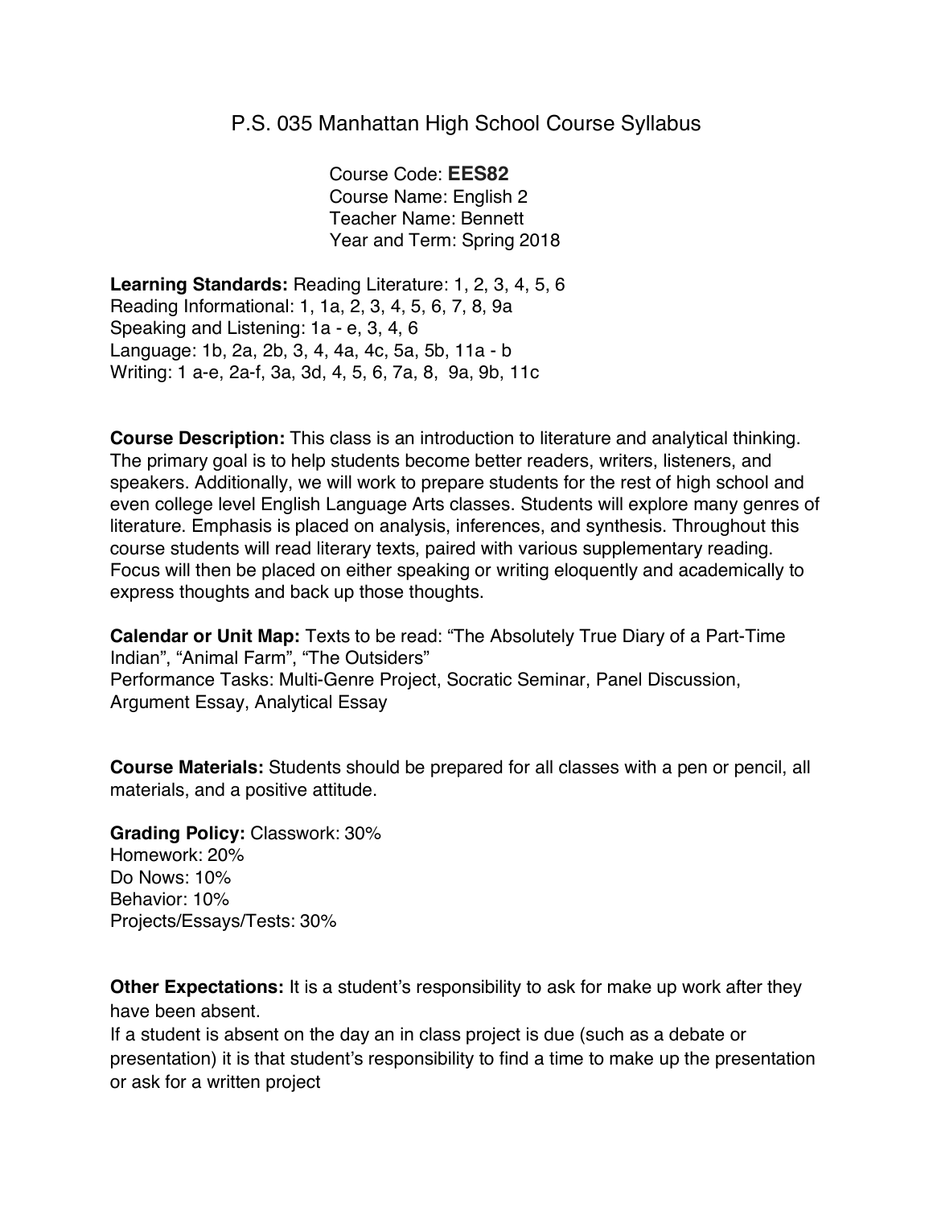# P.S. 035 Manhattan High School Course Syllabus

Course Code: **EES82**
Course Name: English 2
Teacher Name: Bennett
Year and Term: Spring 2018

**Learning Standards:** Reading Literature: 1, 2, 3, 4, 5, 6
Reading Informational: 1, 1a, 2, 3, 4, 5, 6, 7, 8, 9a
Speaking and Listening: 1a - e, 3, 4, 6
Language: 1b, 2a, 2b, 3, 4, 4a, 4c, 5a, 5b, 11a - b
Writing: 1 a-e, 2a-f, 3a, 3d, 4, 5, 6, 7a, 8, 9a, 9b, 11c

**Course Description:** This class is an introduction to literature and analytical thinking. The primary goal is to help students become better readers, writers, listeners, and speakers. Additionally, we will work to prepare students for the rest of high school and even college level English Language Arts classes. Students will explore many genres of literature. Emphasis is placed on analysis, inferences, and synthesis. Throughout this course students will read literary texts, paired with various supplementary reading. Focus will then be placed on either speaking or writing eloquently and academically to express thoughts and back up those thoughts.

**Calendar or Unit Map:** Texts to be read: "The Absolutely True Diary of a Part-Time Indian", "Animal Farm", "The Outsiders"
Performance Tasks: Multi-Genre Project, Socratic Seminar, Panel Discussion, Argument Essay, Analytical Essay

**Course Materials:** Students should be prepared for all classes with a pen or pencil, all materials, and a positive attitude.

**Grading Policy:** Classwork: 30%
Homework: 20%
Do Nows: 10%
Behavior: 10%
Projects/Essays/Tests: 30%

**Other Expectations:** It is a student's responsibility to ask for make up work after they have been absent.
If a student is absent on the day an in class project is due (such as a debate or presentation) it is that student's responsibility to find a time to make up the presentation or ask for a written project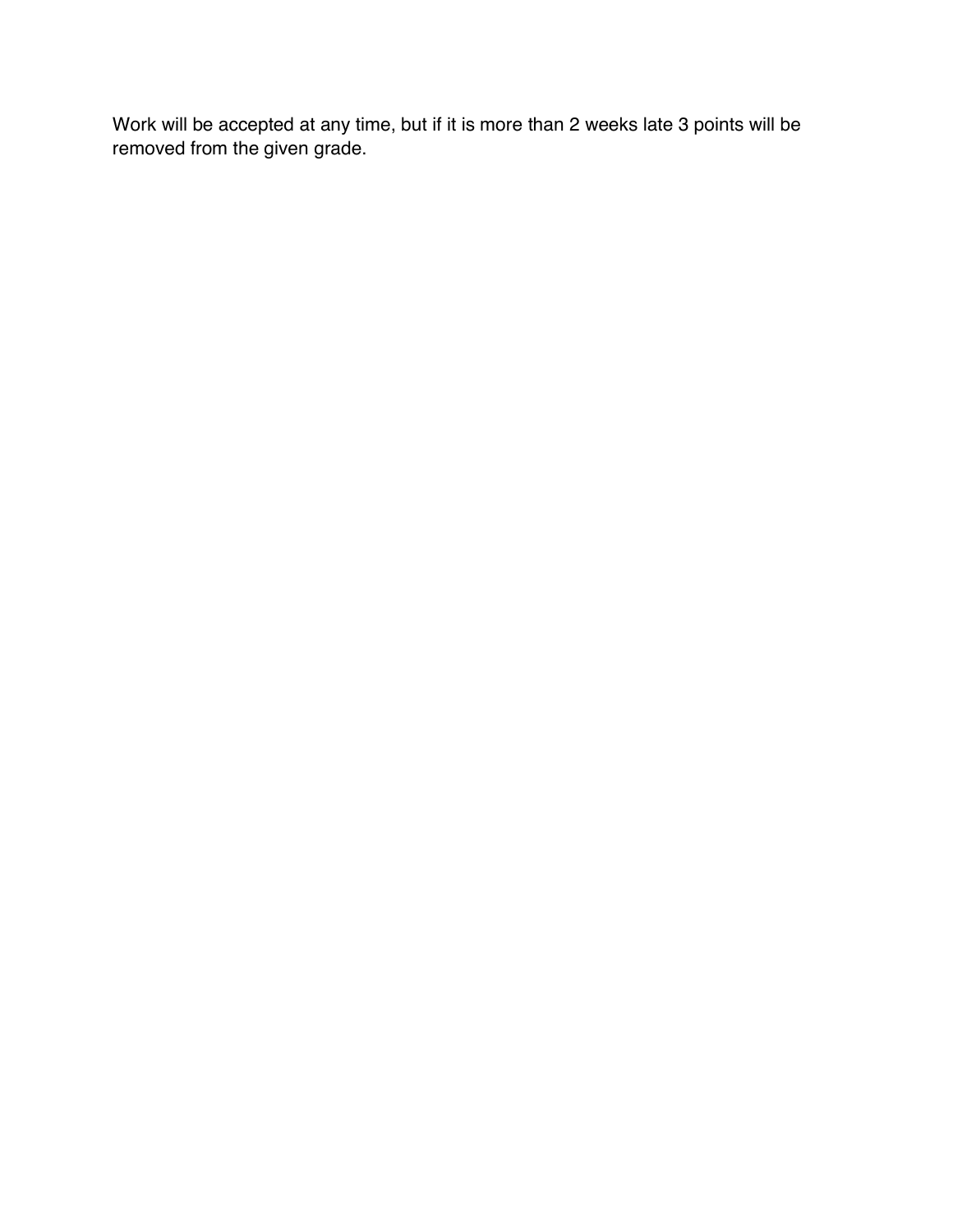Work will be accepted at any time, but if it is more than 2 weeks late 3 points will be removed from the given grade.